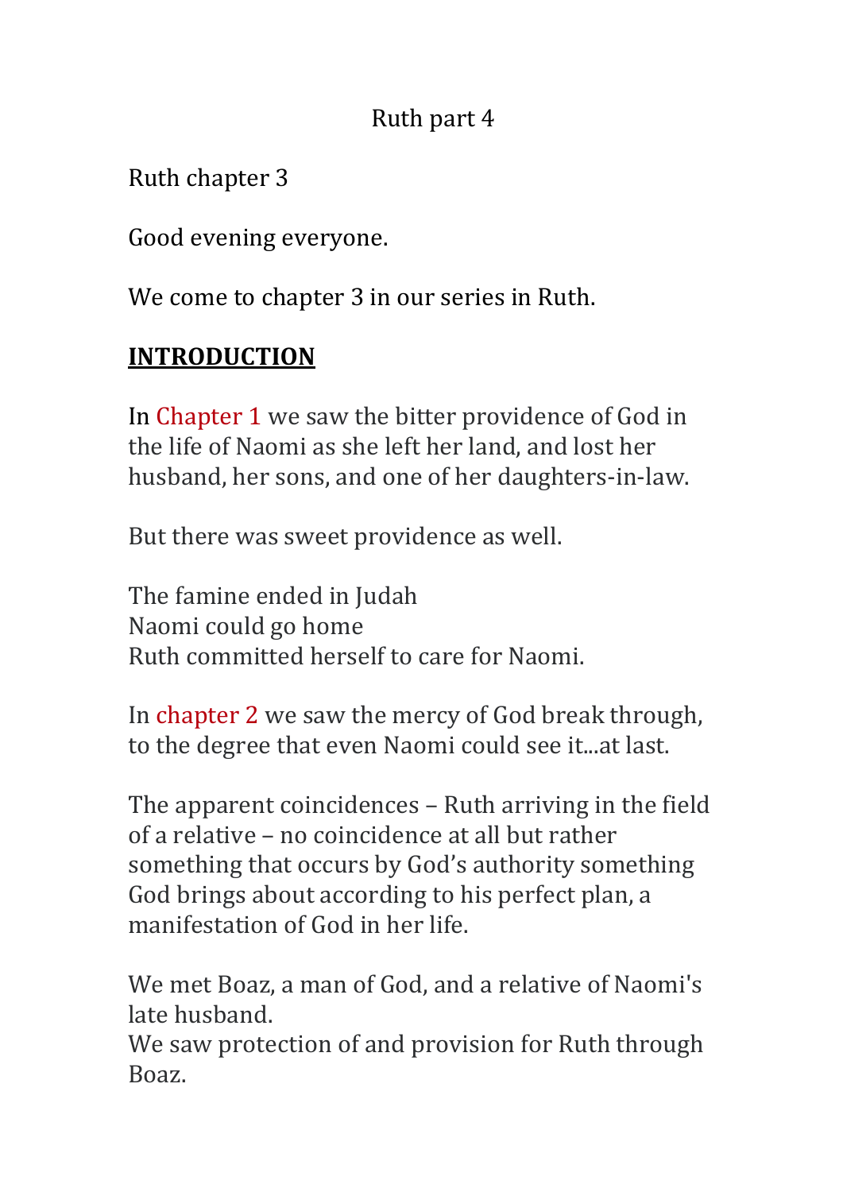# Ruth part 4

Ruth chapter 3

Good evening everyone.

We come to chapter 3 in our series in Ruth.

## **INTRODUCTION**

In Chapter 1 we saw the bitter providence of God in the life of Naomi as she left her land, and lost her husband, her sons, and one of her daughters-in-law.

But there was sweet providence as well.

The famine ended in Judah
Naomi could go home
Ruth committed herself to care for Naomi.

In chapter 2 we saw the mercy of God break through, to the degree that even Naomi could see it...at last.

The apparent coincidences – Ruth arriving in the field of a relative – no coincidence at all but rather something that occurs by God's authority something God brings about according to his perfect plan, a manifestation of God in her life.

We met Boaz, a man of God, and a relative of Naomi's late husband.
We saw protection of and provision for Ruth through Boaz.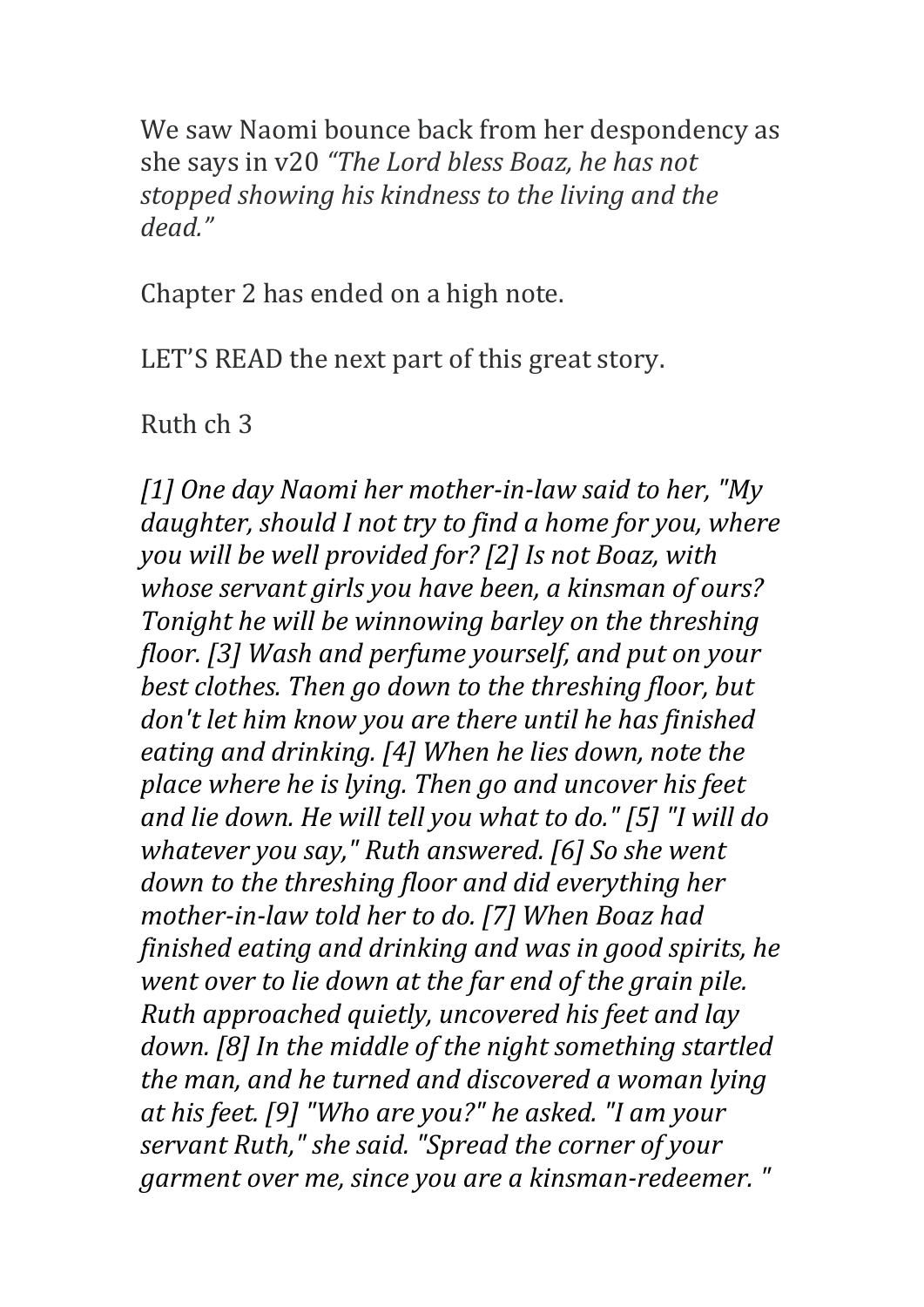We saw Naomi bounce back from her despondency as she says in v20 *"The Lord bless Boaz, he has not stopped showing his kindness to the living and the dead."*

Chapter 2 has ended on a high note.

LET'S READ the next part of this great story.

Ruth ch 3

*[1] One day Naomi her mother-in-law said to her, "My daughter, should I not try to find a home for you, where you will be well provided for? [2] Is not Boaz, with whose servant girls you have been, a kinsman of ours? Tonight he will be winnowing barley on the threshing floor. [3] Wash and perfume yourself, and put on your best clothes. Then go down to the threshing floor, but don't let him know you are there until he has finished eating and drinking. [4] When he lies down, note the place where he is lying. Then go and uncover his feet and lie down. He will tell you what to do." [5] "I will do whatever you say," Ruth answered. [6] So she went down to the threshing floor and did everything her mother-in-law told her to do. [7] When Boaz had finished eating and drinking and was in good spirits, he went over to lie down at the far end of the grain pile. Ruth approached quietly, uncovered his feet and lay down. [8] In the middle of the night something startled the man, and he turned and discovered a woman lying at his feet. [9] "Who are you?" he asked. "I am your servant Ruth," she said. "Spread the corner of your garment over me, since you are a kinsman-redeemer. "*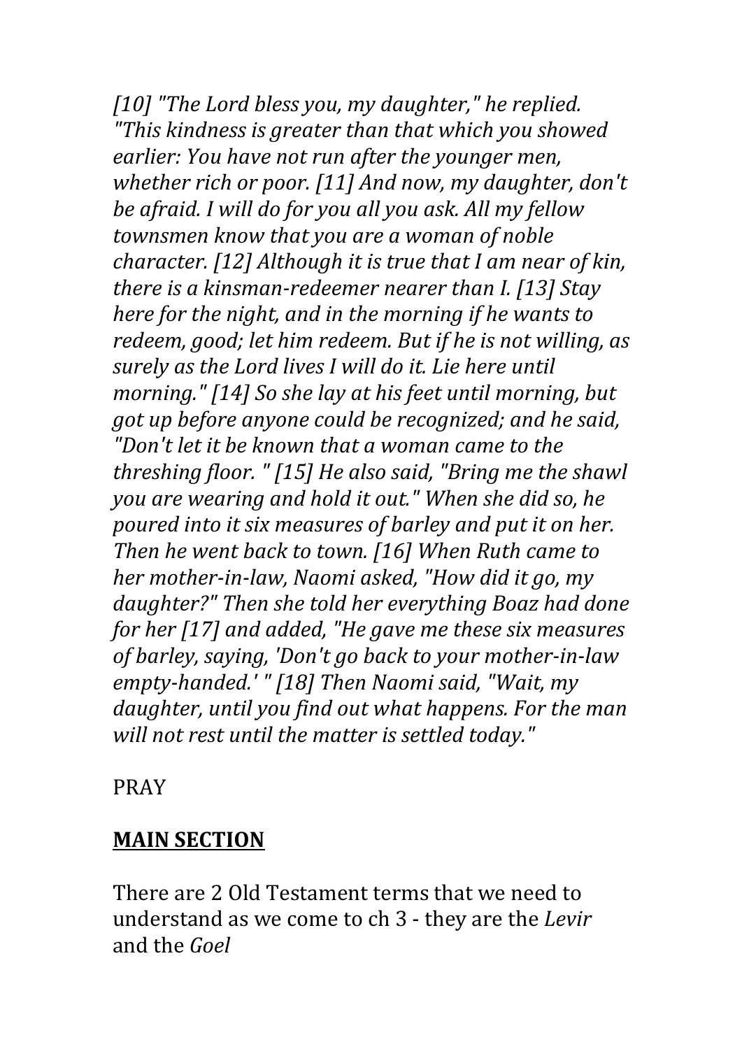*[10] "The Lord bless you, my daughter," he replied. "This kindness is greater than that which you showed earlier: You have not run after the younger men, whether rich or poor. [11] And now, my daughter, don't be afraid. I will do for you all you ask. All my fellow townsmen know that you are a woman of noble character. [12] Although it is true that I am near of kin, there is a kinsman-redeemer nearer than I. [13] Stay here for the night, and in the morning if he wants to redeem, good; let him redeem. But if he is not willing, as surely as the Lord lives I will do it. Lie here until morning." [14] So she lay at his feet until morning, but got up before anyone could be recognized; and he said, "Don't let it be known that a woman came to the threshing floor. " [15] He also said, "Bring me the shawl you are wearing and hold it out." When she did so, he poured into it six measures of barley and put it on her. Then he went back to town. [16] When Ruth came to her mother-in-law, Naomi asked, "How did it go, my daughter?" Then she told her everything Boaz had done for her [17] and added, "He gave me these six measures of barley, saying, 'Don't go back to your mother-in-law empty-handed.' " [18] Then Naomi said, "Wait, my daughter, until you find out what happens. For the man will not rest until the matter is settled today."*

PRAY

**<u>MAIN SECTION</u>**

There are 2 Old Testament terms that we need to understand as we come to ch 3 - they are the *Levir* and the *Goel*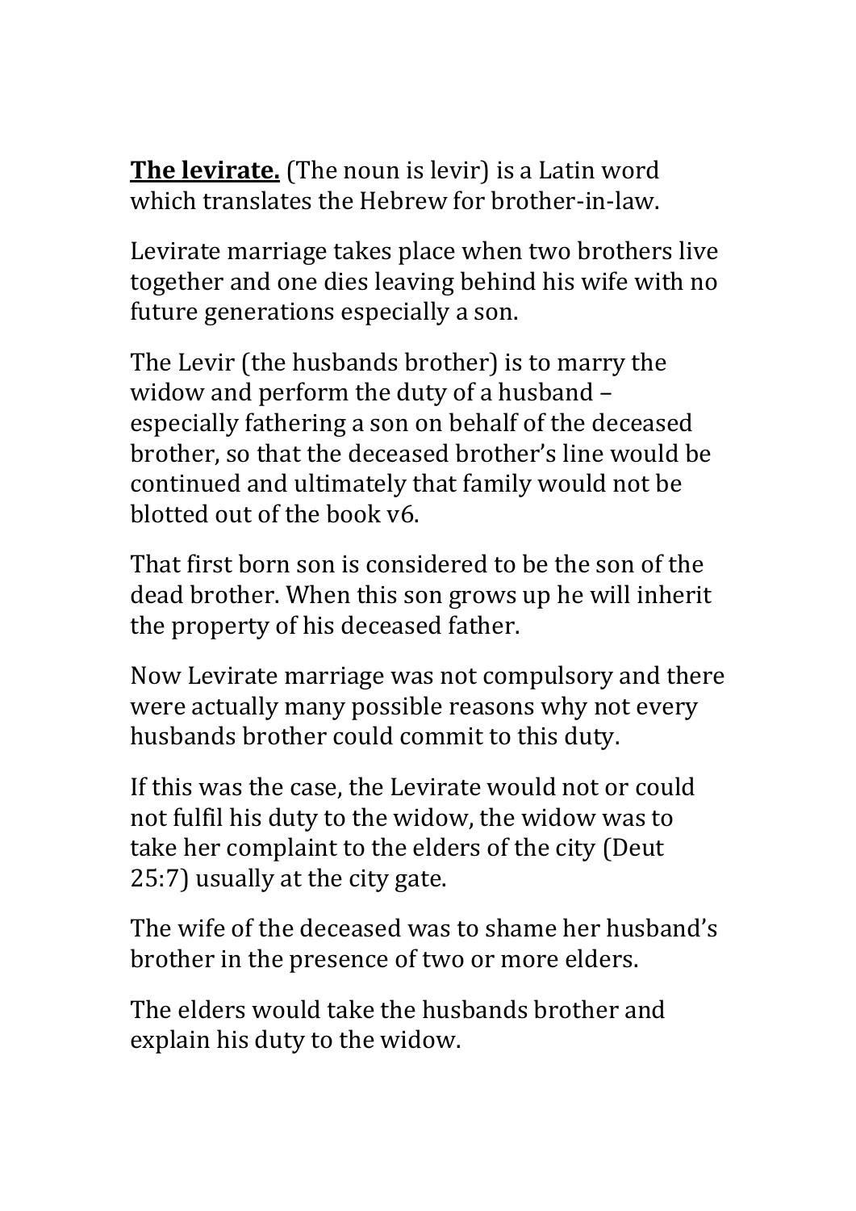**<u>The levirate.</u>** (The noun is levir) is a Latin word which translates the Hebrew for brother-in-law.

Levirate marriage takes place when two brothers live together and one dies leaving behind his wife with no future generations especially a son.

The Levir (the husbands brother) is to marry the widow and perform the duty of a husband – especially fathering a son on behalf of the deceased brother, so that the deceased brother's line would be continued and ultimately that family would not be blotted out of the book v6.

That first born son is considered to be the son of the dead brother. When this son grows up he will inherit the property of his deceased father.

Now Levirate marriage was not compulsory and there were actually many possible reasons why not every husbands brother could commit to this duty.

If this was the case, the Levirate would not or could not fulfil his duty to the widow, the widow was to take her complaint to the elders of the city (Deut 25:7) usually at the city gate.

The wife of the deceased was to shame her husband's brother in the presence of two or more elders.

The elders would take the husbands brother and explain his duty to the widow.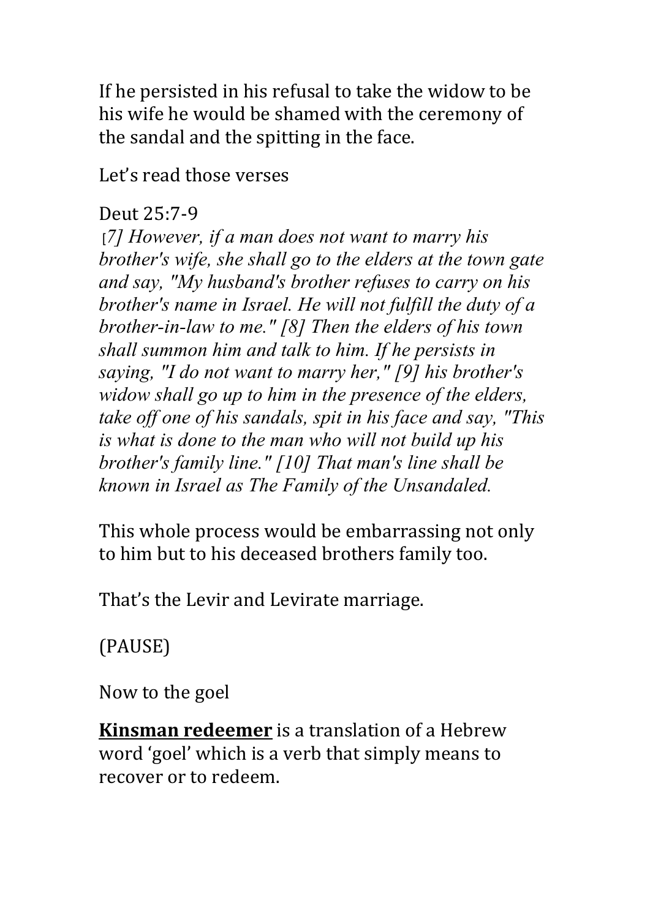If he persisted in his refusal to take the widow to be his wife he would be shamed with the ceremony of the sandal and the spitting in the face.

Let's read those verses

Deut 25:7-9

*[7] However, if a man does not want to marry his brother's wife, she shall go to the elders at the town gate and say, "My husband's brother refuses to carry on his brother's name in Israel. He will not fulfill the duty of a brother-in-law to me." [8] Then the elders of his town shall summon him and talk to him. If he persists in saying, "I do not want to marry her," [9] his brother's widow shall go up to him in the presence of the elders, take off one of his sandals, spit in his face and say, "This is what is done to the man who will not build up his brother's family line." [10] That man's line shall be known in Israel as The Family of the Unsandaled.*

This whole process would be embarrassing not only to him but to his deceased brothers family too.

That's the Levir and Levirate marriage.

(PAUSE)

Now to the goel

**Kinsman redeemer** is a translation of a Hebrew word 'goel' which is a verb that simply means to recover or to redeem.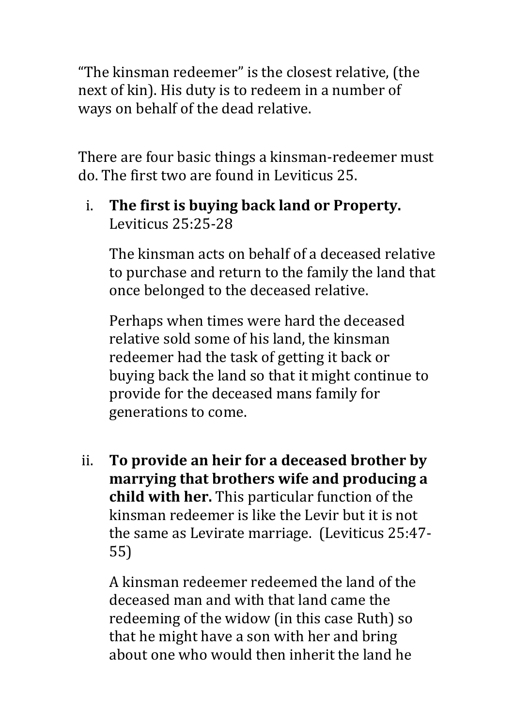"The kinsman redeemer" is the closest relative, (the next of kin). His duty is to redeem in a number of ways on behalf of the dead relative.

There are four basic things a kinsman-redeemer must do. The first two are found in Leviticus 25.

i. **The first is buying back land or Property.** Leviticus 25:25-28

   The kinsman acts on behalf of a deceased relative to purchase and return to the family the land that once belonged to the deceased relative.

   Perhaps when times were hard the deceased relative sold some of his land, the kinsman redeemer had the task of getting it back or buying back the land so that it might continue to provide for the deceased mans family for generations to come.

ii. **To provide an heir for a deceased brother by marrying that brothers wife and producing a child with her.** This particular function of the kinsman redeemer is like the Levir but it is not the same as Levirate marriage. (Leviticus 25:47-55)

   A kinsman redeemer redeemed the land of the deceased man and with that land came the redeeming of the widow (in this case Ruth) so that he might have a son with her and bring about one who would then inherit the land he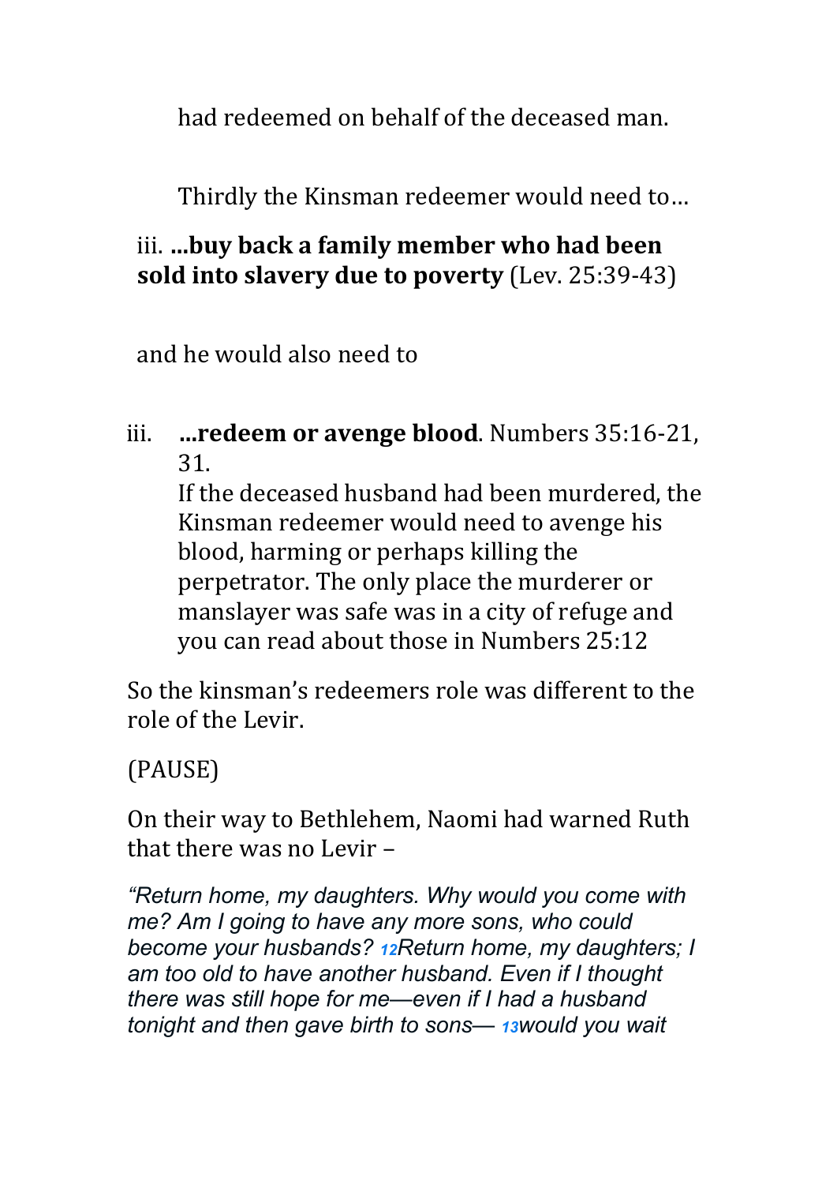had redeemed on behalf of the deceased man.

Thirdly the Kinsman redeemer would need to…

iii. **…buy back a family member who had been sold into slavery due to poverty** (Lev. 25:39-43)

and he would also need to

iii. **…redeem or avenge blood**. Numbers 35:16-21, 31.
If the deceased husband had been murdered, the Kinsman redeemer would need to avenge his blood, harming or perhaps killing the perpetrator. The only place the murderer or manslayer was safe was in a city of refuge and you can read about those in Numbers 25:12

So the kinsman's redeemers role was different to the role of the Levir.

(PAUSE)

On their way to Bethlehem, Naomi had warned Ruth that there was no Levir –

*"Return home, my daughters. Why would you come with me? Am I going to have any more sons, who could become your husbands? 12Return home, my daughters; I am too old to have another husband. Even if I thought there was still hope for me—even if I had a husband tonight and then gave birth to sons— 13would you wait*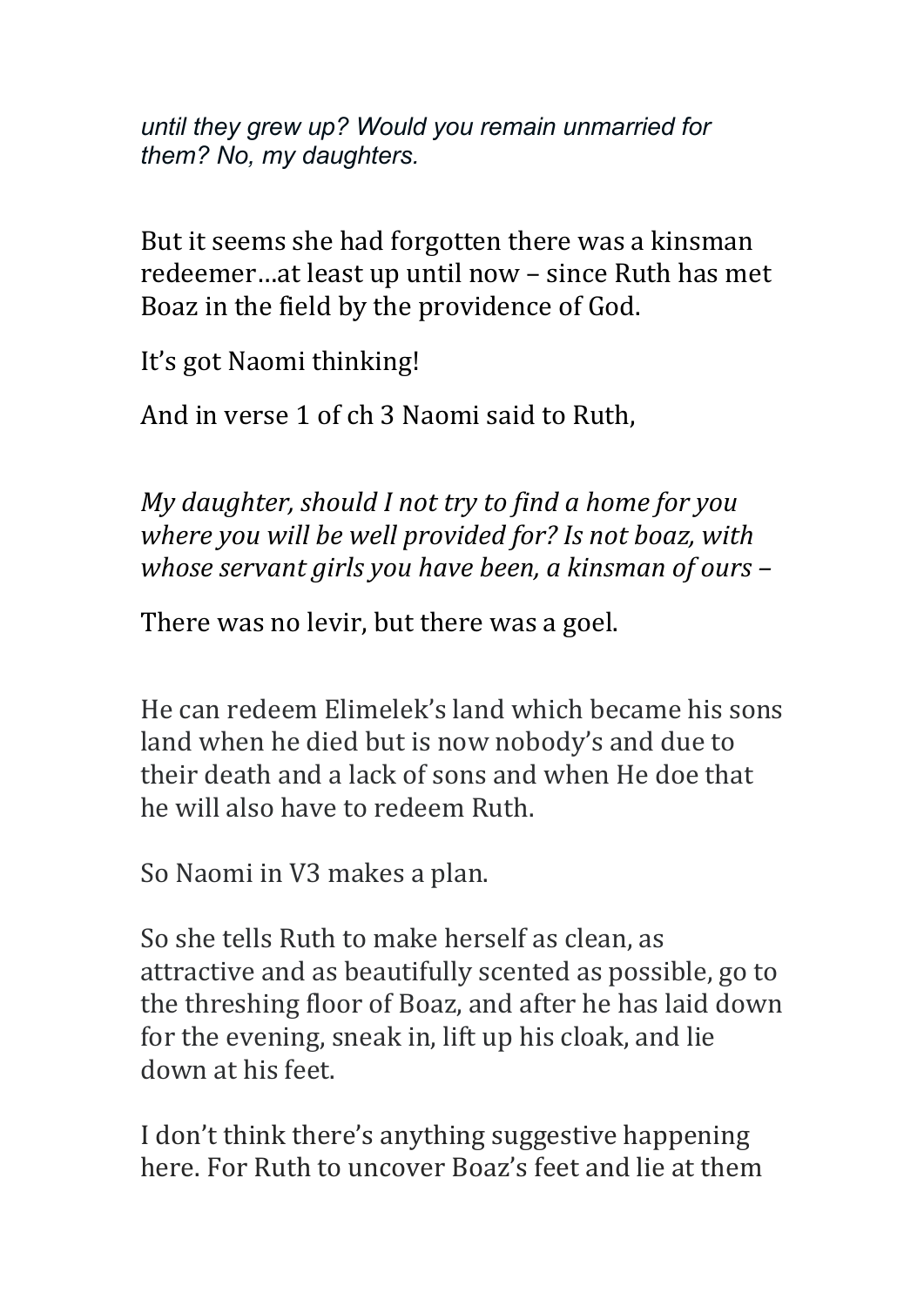*until they grew up? Would you remain unmarried for them? No, my daughters.*

But it seems she had forgotten there was a kinsman redeemer…at least up until now – since Ruth has met Boaz in the field by the providence of God.

It's got Naomi thinking!

And in verse 1 of ch 3 Naomi said to Ruth,

*My daughter, should I not try to find a home for you where you will be well provided for? Is not boaz, with whose servant girls you have been, a kinsman of ours –*

There was no levir, but there was a goel.

He can redeem Elimelek's land which became his sons land when he died but is now nobody's and due to their death and a lack of sons and when He doe that he will also have to redeem Ruth.

So Naomi in V3 makes a plan.

So she tells Ruth to make herself as clean, as attractive and as beautifully scented as possible, go to the threshing floor of Boaz, and after he has laid down for the evening, sneak in, lift up his cloak, and lie down at his feet.

I don't think there's anything suggestive happening here. For Ruth to uncover Boaz's feet and lie at them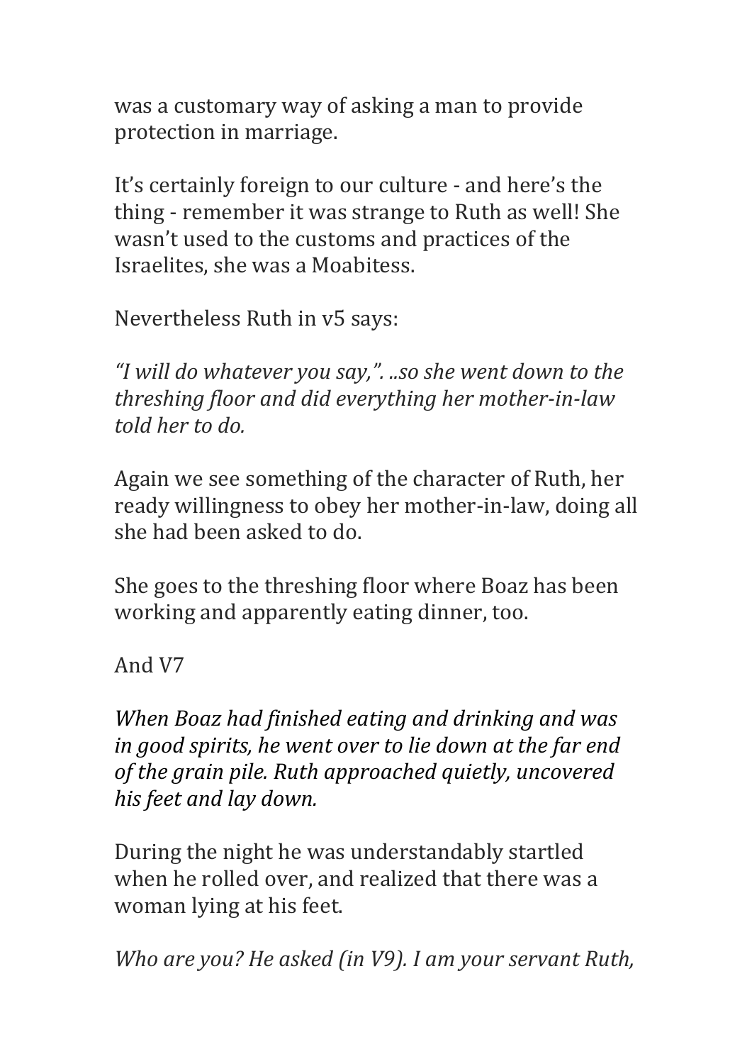was a customary way of asking a man to provide protection in marriage.

It's certainly foreign to our culture - and here's the thing - remember it was strange to Ruth as well! She wasn't used to the customs and practices of the Israelites, she was a Moabitess.

Nevertheless Ruth in v5 says:

*"I will do whatever you say,". ..so she went down to the threshing floor and did everything her mother-in-law told her to do.*

Again we see something of the character of Ruth, her ready willingness to obey her mother-in-law, doing all she had been asked to do.

She goes to the threshing floor where Boaz has been working and apparently eating dinner, too.

And V7

*When Boaz had finished eating and drinking and was in good spirits, he went over to lie down at the far end of the grain pile. Ruth approached quietly, uncovered his feet and lay down.*

During the night he was understandably startled when he rolled over, and realized that there was a woman lying at his feet.

*Who are you? He asked (in V9). I am your servant Ruth,*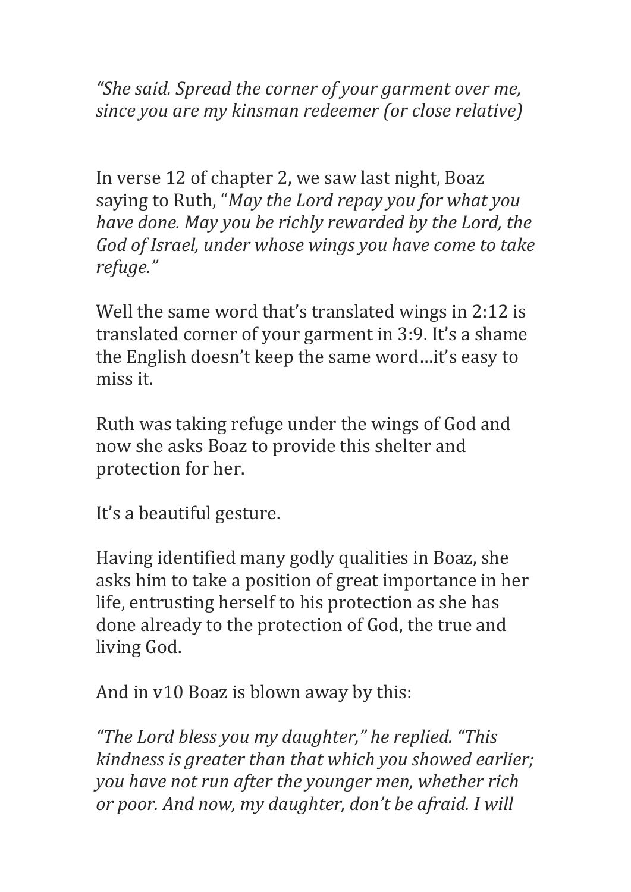*"She said. Spread the corner of your garment over me, since you are my kinsman redeemer (or close relative)*

In verse 12 of chapter 2, we saw last night, Boaz saying to Ruth, "*May the Lord repay you for what you have done. May you be richly rewarded by the Lord, the God of Israel, under whose wings you have come to take refuge."*

Well the same word that's translated wings in 2:12 is translated corner of your garment in 3:9. It's a shame the English doesn't keep the same word…it's easy to miss it.

Ruth was taking refuge under the wings of God and now she asks Boaz to provide this shelter and protection for her.

It's a beautiful gesture.

Having identified many godly qualities in Boaz, she asks him to take a position of great importance in her life, entrusting herself to his protection as she has done already to the protection of God, the true and living God.

And in v10 Boaz is blown away by this:

*"The Lord bless you my daughter," he replied. "This kindness is greater than that which you showed earlier; you have not run after the younger men, whether rich or poor. And now, my daughter, don't be afraid. I will*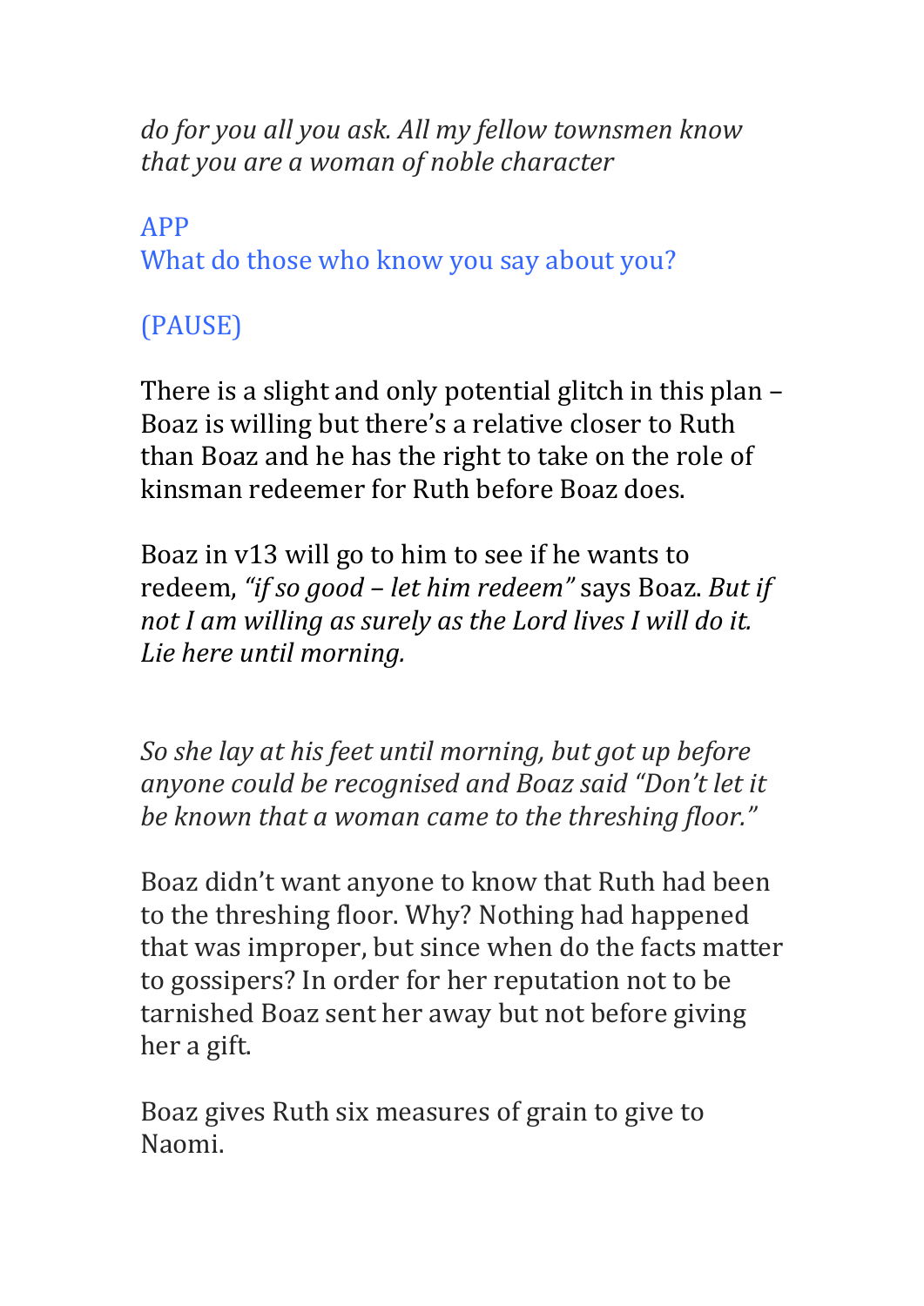*do for you all you ask. All my fellow townsmen know that you are a woman of noble character*

APP
What do those who know you say about you?

(PAUSE)

There is a slight and only potential glitch in this plan – Boaz is willing but there's a relative closer to Ruth than Boaz and he has the right to take on the role of kinsman redeemer for Ruth before Boaz does.

Boaz in v13 will go to him to see if he wants to redeem, *"if so good – let him redeem"* says Boaz. *But if not I am willing as surely as the Lord lives I will do it. Lie here until morning.*

*So she lay at his feet until morning, but got up before anyone could be recognised and Boaz said "Don't let it be known that a woman came to the threshing floor."*

Boaz didn't want anyone to know that Ruth had been to the threshing floor. Why? Nothing had happened that was improper, but since when do the facts matter to gossipers? In order for her reputation not to be tarnished Boaz sent her away but not before giving her a gift.

Boaz gives Ruth six measures of grain to give to Naomi.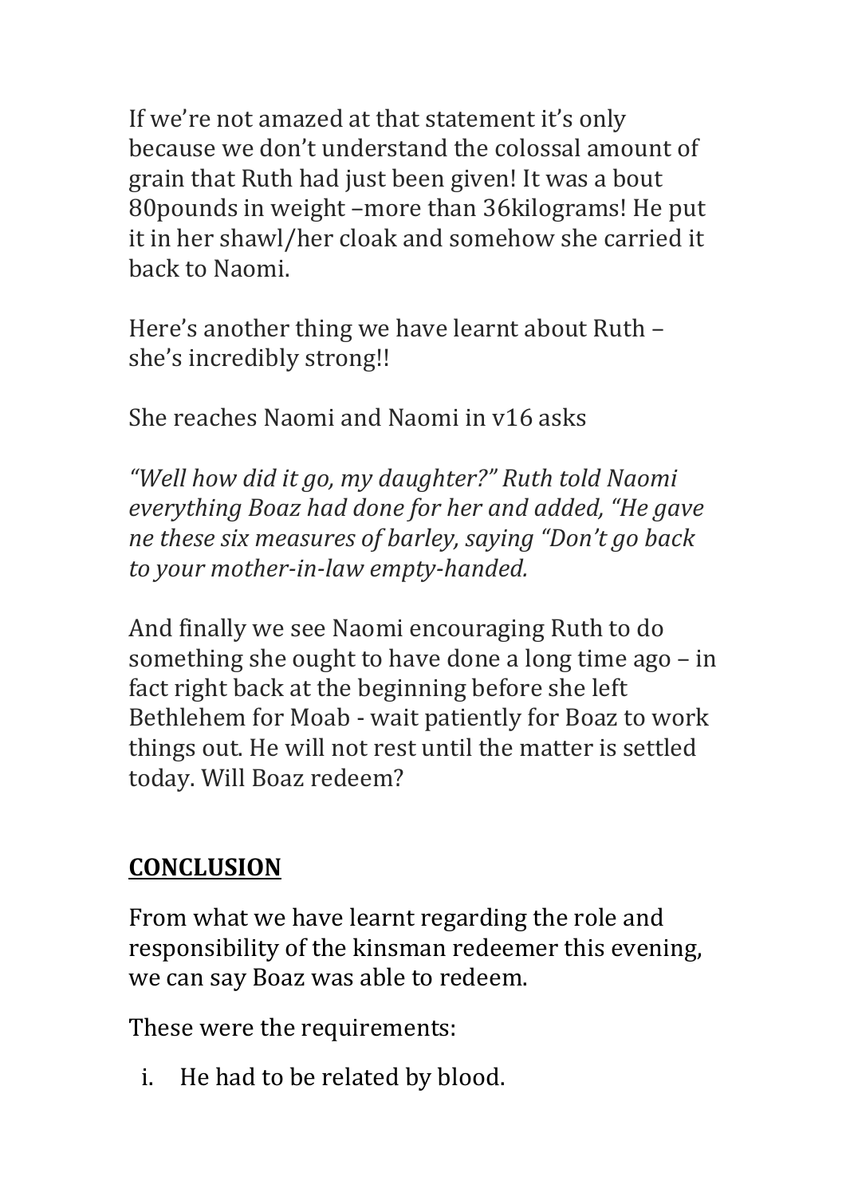If we're not amazed at that statement it's only because we don't understand the colossal amount of grain that Ruth had just been given! It was a bout 80pounds in weight –more than 36kilograms! He put it in her shawl/her cloak and somehow she carried it back to Naomi.

Here's another thing we have learnt about Ruth – she's incredibly strong!!

She reaches Naomi and Naomi in v16 asks

*"Well how did it go, my daughter?" Ruth told Naomi everything Boaz had done for her and added, "He gave ne these six measures of barley, saying "Don't go back to your mother-in-law empty-handed.*

And finally we see Naomi encouraging Ruth to do something she ought to have done a long time ago – in fact right back at the beginning before she left Bethlehem for Moab - wait patiently for Boaz to work things out. He will not rest until the matter is settled today. Will Boaz redeem?

## **CONCLUSION**

From what we have learnt regarding the role and responsibility of the kinsman redeemer this evening, we can say Boaz was able to redeem.

These were the requirements:

i. He had to be related by blood.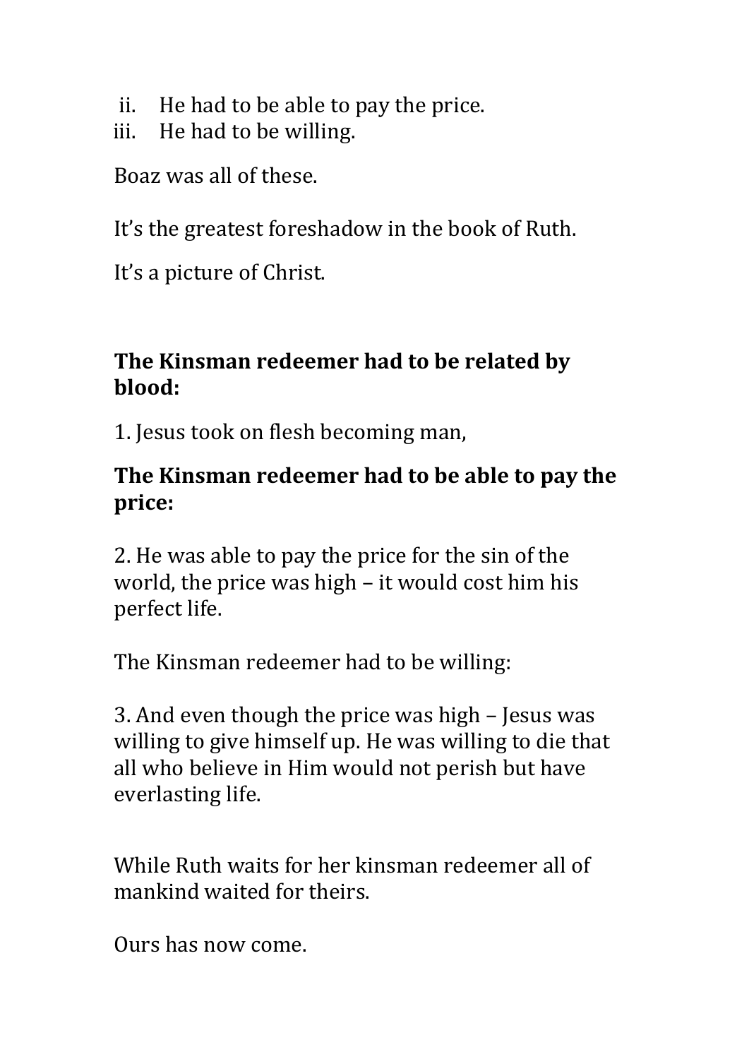ii. He had to be able to pay the price.
iii. He had to be willing.

Boaz was all of these.

It's the greatest foreshadow in the book of Ruth.

It's a picture of Christ.

**The Kinsman redeemer had to be related by blood:**

1. Jesus took on flesh becoming man,

**The Kinsman redeemer had to be able to pay the price:**

2. He was able to pay the price for the sin of the world, the price was high – it would cost him his perfect life.

The Kinsman redeemer had to be willing:

3. And even though the price was high – Jesus was willing to give himself up. He was willing to die that all who believe in Him would not perish but have everlasting life.

While Ruth waits for her kinsman redeemer all of mankind waited for theirs.

Ours has now come.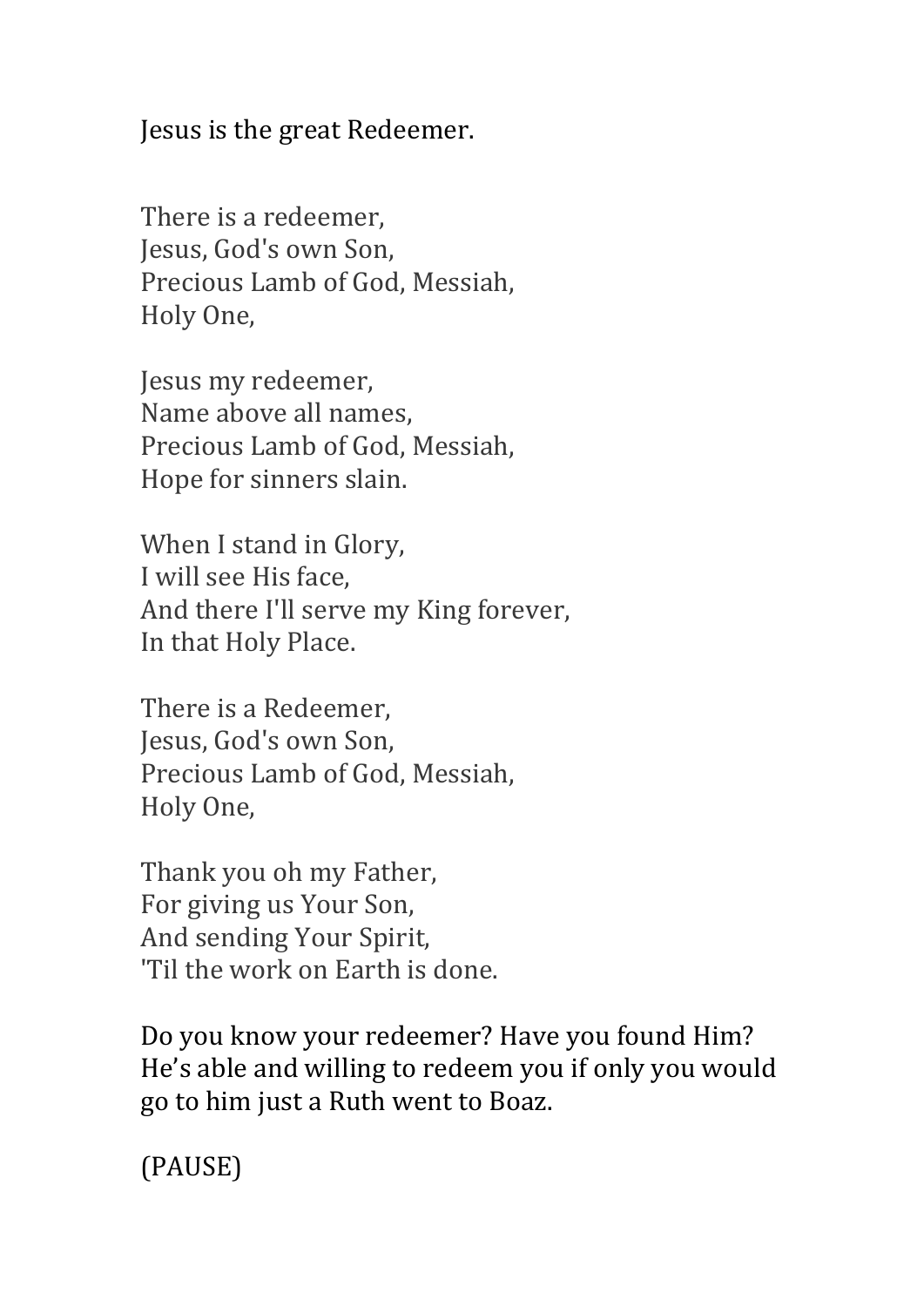Jesus is the great Redeemer.

There is a redeemer,
Jesus, God's own Son,
Precious Lamb of God, Messiah,
Holy One,

Jesus my redeemer,
Name above all names,
Precious Lamb of God, Messiah,
Hope for sinners slain.

When I stand in Glory,
I will see His face,
And there I'll serve my King forever,
In that Holy Place.

There is a Redeemer,
Jesus, God's own Son,
Precious Lamb of God, Messiah,
Holy One,

Thank you oh my Father,
For giving us Your Son,
And sending Your Spirit,
'Til the work on Earth is done.

Do you know your redeemer? Have you found Him? He's able and willing to redeem you if only you would go to him just a Ruth went to Boaz.

(PAUSE)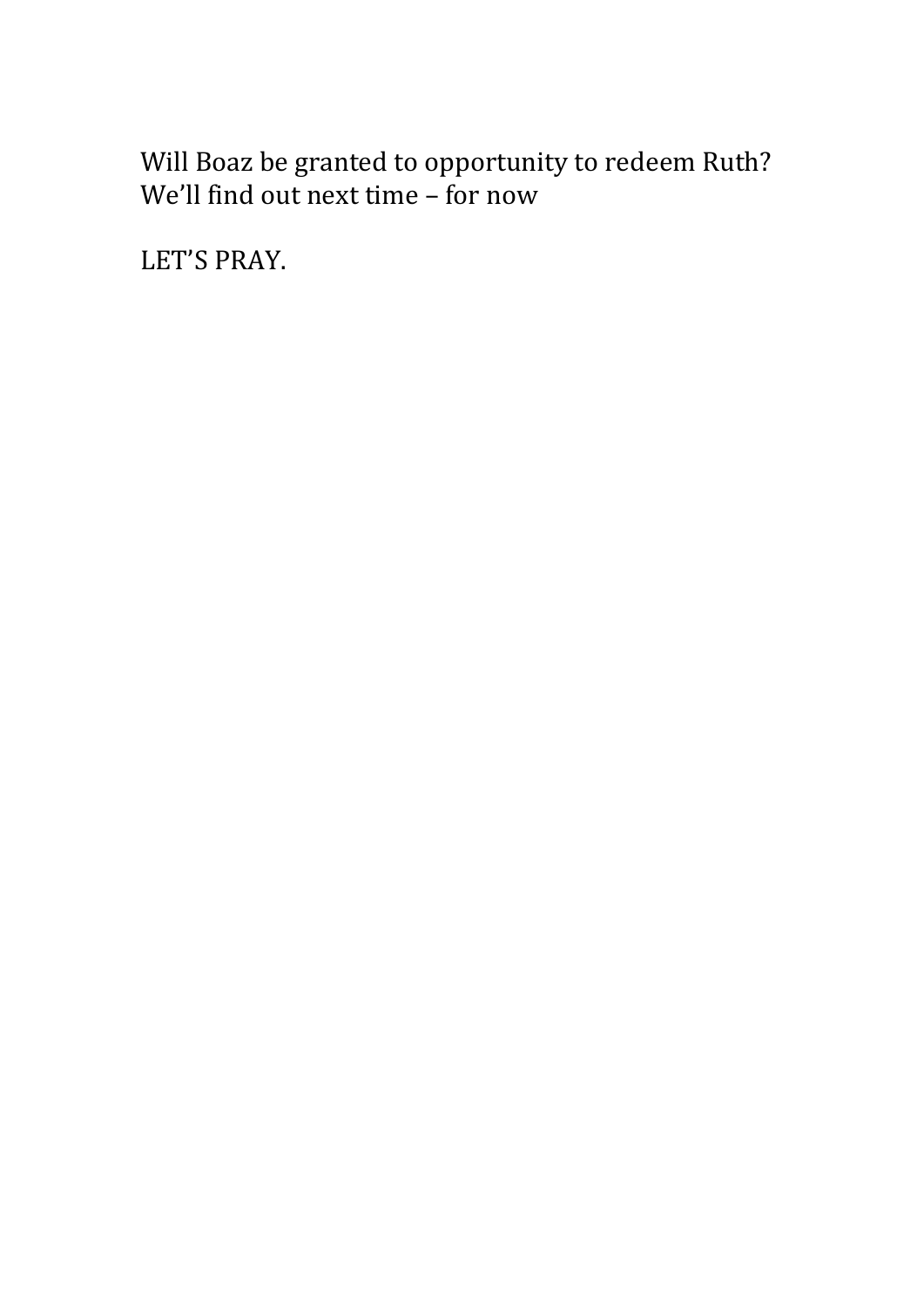Will Boaz be granted to opportunity to redeem Ruth?
We'll find out next time – for now

LET'S PRAY.